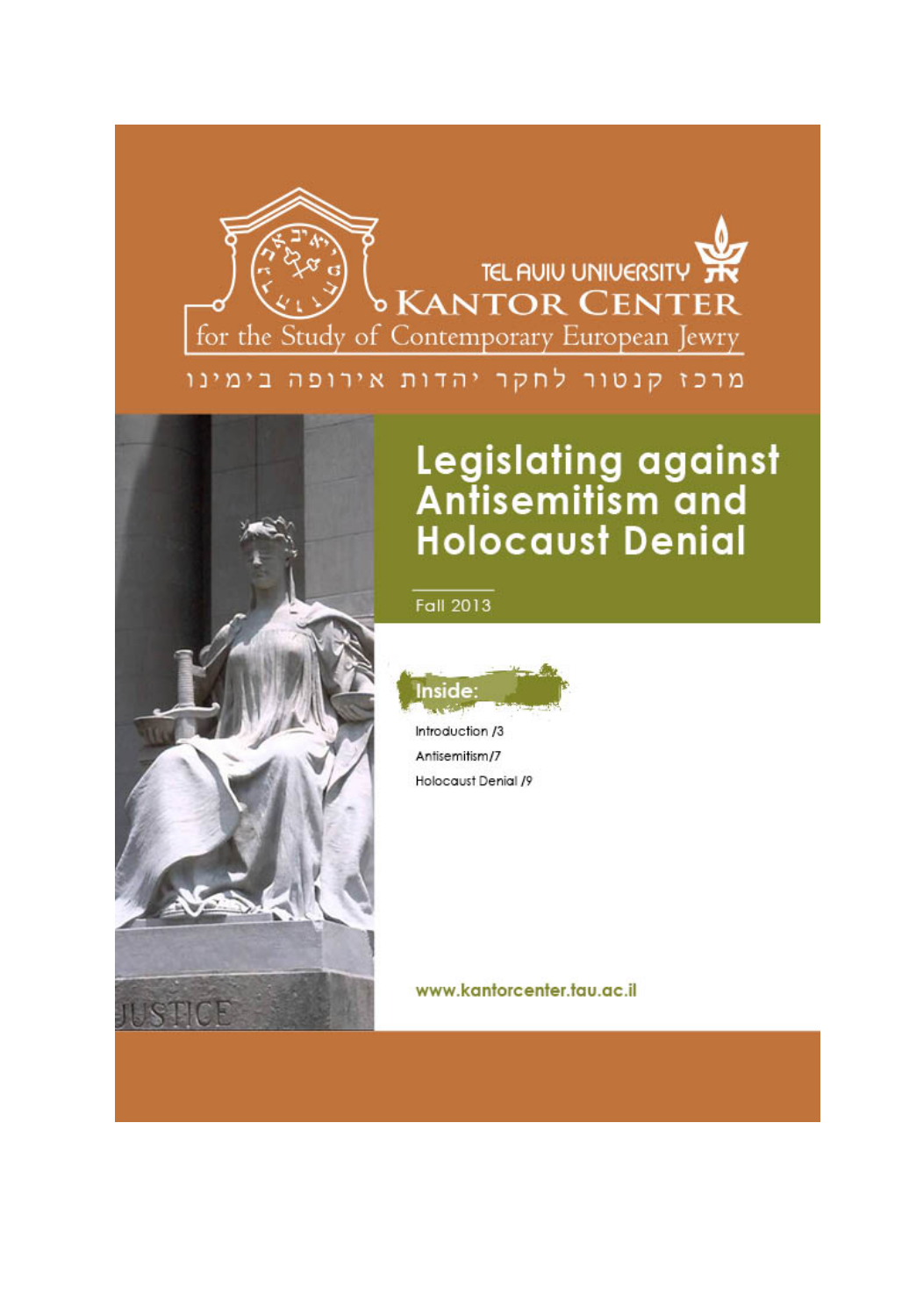TEL AVIV UNIVERSITY

KANTOR CENTER

for the Study of Contemporary European Jewry

מרכז קנטור לחקר יהדות אירופה בימינו

# Legislating against Antisemitism and Holocaust Denial

Fall 2013

**Inside:**

- Introduction /3
- Antisemitism/7
- Holocaust Denial /9

www.kantorcenter.tau.ac.il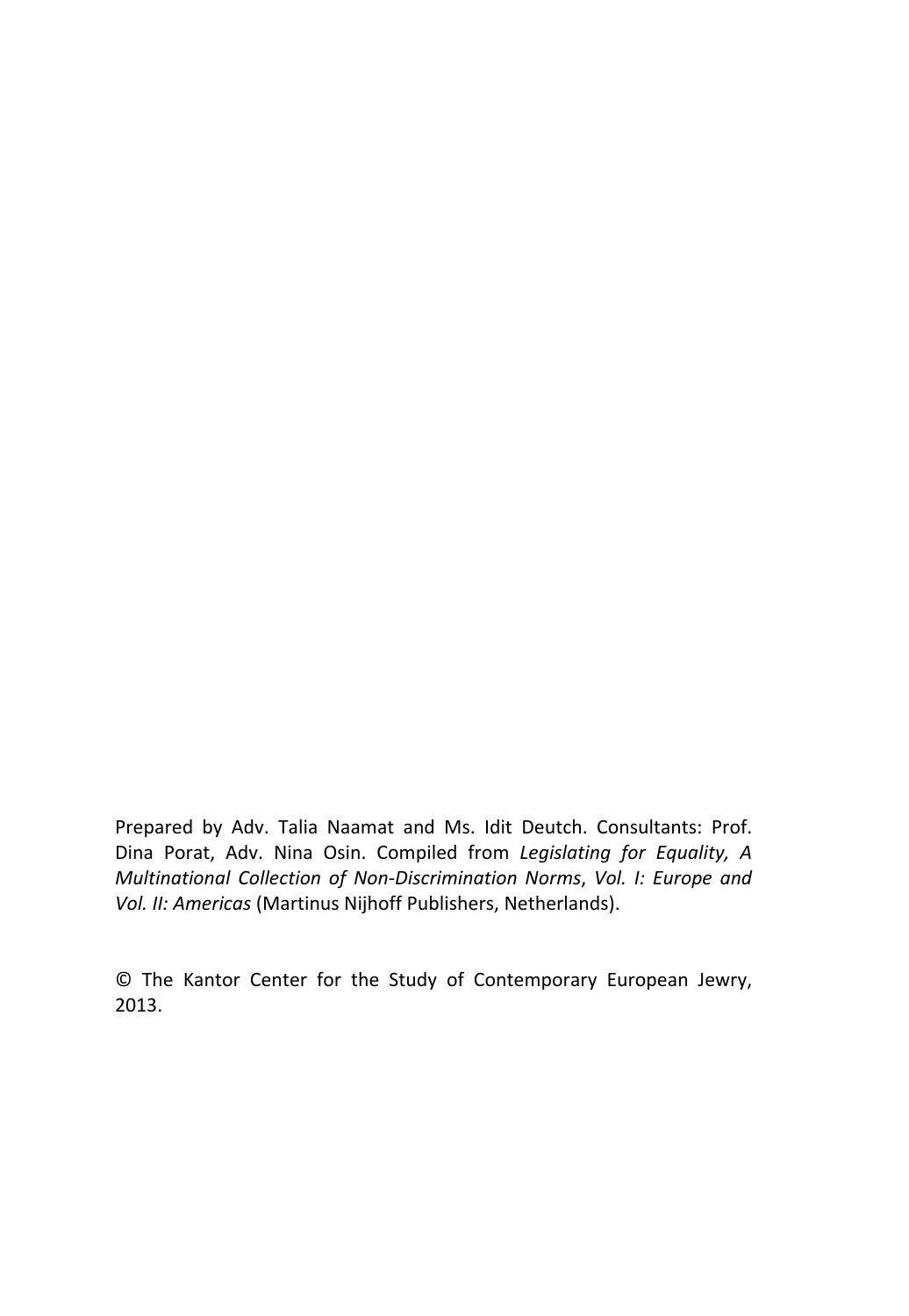Prepared by Adv. Talia Naamat and Ms. Idit Deutch. Consultants: Prof. Dina Porat, Adv. Nina Osin. Compiled from *Legislating for Equality, A Multinational Collection of Non-Discrimination Norms*, *Vol. I: Europe and Vol. II: Americas* (Martinus Nijhoff Publishers, Netherlands).

© The Kantor Center for the Study of Contemporary European Jewry, 2013.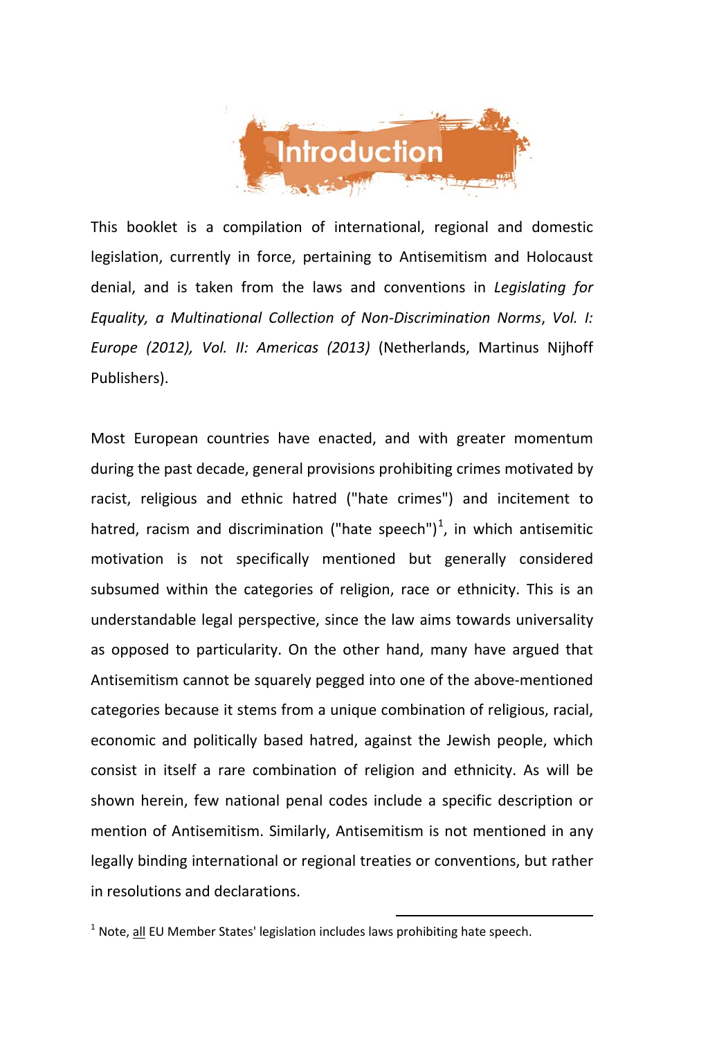# Introduction

This booklet is a compilation of international, regional and domestic legislation, currently in force, pertaining to Antisemitism and Holocaust denial, and is taken from the laws and conventions in *Legislating for Equality, a Multinational Collection of Non-Discrimination Norms*, *Vol. I: Europe (2012), Vol. II: Americas (2013)* (Netherlands, Martinus Nijhoff Publishers).

Most European countries have enacted, and with greater momentum during the past decade, general provisions prohibiting crimes motivated by racist, religious and ethnic hatred ("hate crimes") and incitement to hatred, racism and discrimination ("hate speech")[1], in which antisemitic motivation is not specifically mentioned but generally considered subsumed within the categories of religion, race or ethnicity. This is an understandable legal perspective, since the law aims towards universality as opposed to particularity. On the other hand, many have argued that Antisemitism cannot be squarely pegged into one of the above-mentioned categories because it stems from a unique combination of religious, racial, economic and politically based hatred, against the Jewish people, which consist in itself a rare combination of religion and ethnicity. As will be shown herein, few national penal codes include a specific description or mention of Antisemitism. Similarly, Antisemitism is not mentioned in any legally binding international or regional treaties or conventions, but rather in resolutions and declarations.

[1] Note, all EU Member States' legislation includes laws prohibiting hate speech.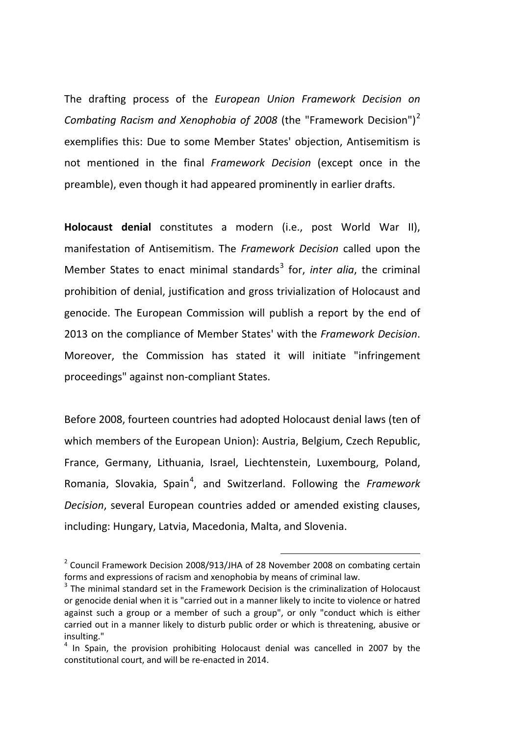The drafting process of the *European Union Framework Decision on Combating Racism and Xenophobia of 2008* (the "Framework Decision")[2] exemplifies this: Due to some Member States' objection, Antisemitism is not mentioned in the final *Framework Decision* (except once in the preamble), even though it had appeared prominently in earlier drafts.

**Holocaust denial** constitutes a modern (i.e., post World War II), manifestation of Antisemitism. The *Framework Decision* called upon the Member States to enact minimal standards[3] for, *inter alia*, the criminal prohibition of denial, justification and gross trivialization of Holocaust and genocide. The European Commission will publish a report by the end of 2013 on the compliance of Member States' with the *Framework Decision*. Moreover, the Commission has stated it will initiate "infringement proceedings" against non-compliant States.

Before 2008, fourteen countries had adopted Holocaust denial laws (ten of which members of the European Union): Austria, Belgium, Czech Republic, France, Germany, Lithuania, Israel, Liechtenstein, Luxembourg, Poland, Romania, Slovakia, Spain[4], and Switzerland. Following the *Framework Decision*, several European countries added or amended existing clauses, including: Hungary, Latvia, Macedonia, Malta, and Slovenia.

---

[2] Council Framework Decision 2008/913/JHA of 28 November 2008 on combating certain forms and expressions of racism and xenophobia by means of criminal law.

[3] The minimal standard set in the Framework Decision is the criminalization of Holocaust or genocide denial when it is "carried out in a manner likely to incite to violence or hatred against such a group or a member of such a group", or only "conduct which is either carried out in a manner likely to disturb public order or which is threatening, abusive or insulting."

[4] In Spain, the provision prohibiting Holocaust denial was cancelled in 2007 by the constitutional court, and will be re-enacted in 2014.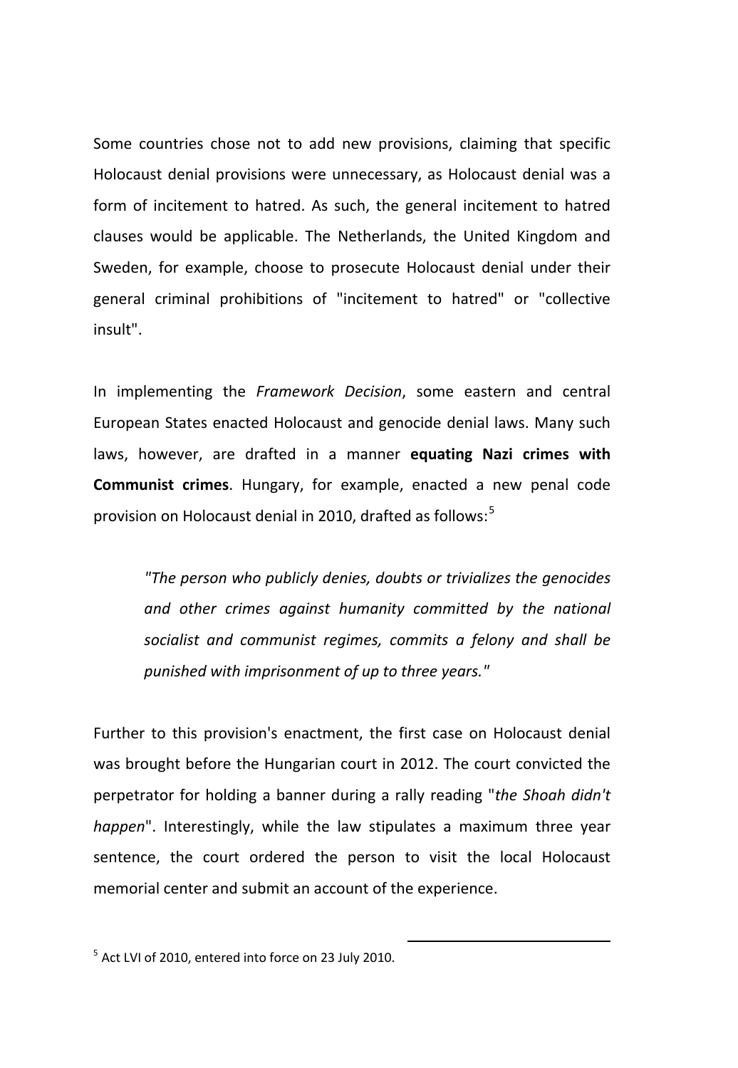Some countries chose not to add new provisions, claiming that specific Holocaust denial provisions were unnecessary, as Holocaust denial was a form of incitement to hatred. As such, the general incitement to hatred clauses would be applicable. The Netherlands, the United Kingdom and Sweden, for example, choose to prosecute Holocaust denial under their general criminal prohibitions of "incitement to hatred" or "collective insult".

In implementing the *Framework Decision*, some eastern and central European States enacted Holocaust and genocide denial laws. Many such laws, however, are drafted in a manner **equating Nazi crimes with Communist crimes**. Hungary, for example, enacted a new penal code provision on Holocaust denial in 2010, drafted as follows:[5]

> *"The person who publicly denies, doubts or trivializes the genocides and other crimes against humanity committed by the national socialist and communist regimes, commits a felony and shall be punished with imprisonment of up to three years."*

Further to this provision's enactment, the first case on Holocaust denial was brought before the Hungarian court in 2012. The court convicted the perpetrator for holding a banner during a rally reading "*the Shoah didn't happen*". Interestingly, while the law stipulates a maximum three year sentence, the court ordered the person to visit the local Holocaust memorial center and submit an account of the experience.

---

[5] Act LVI of 2010, entered into force on 23 July 2010.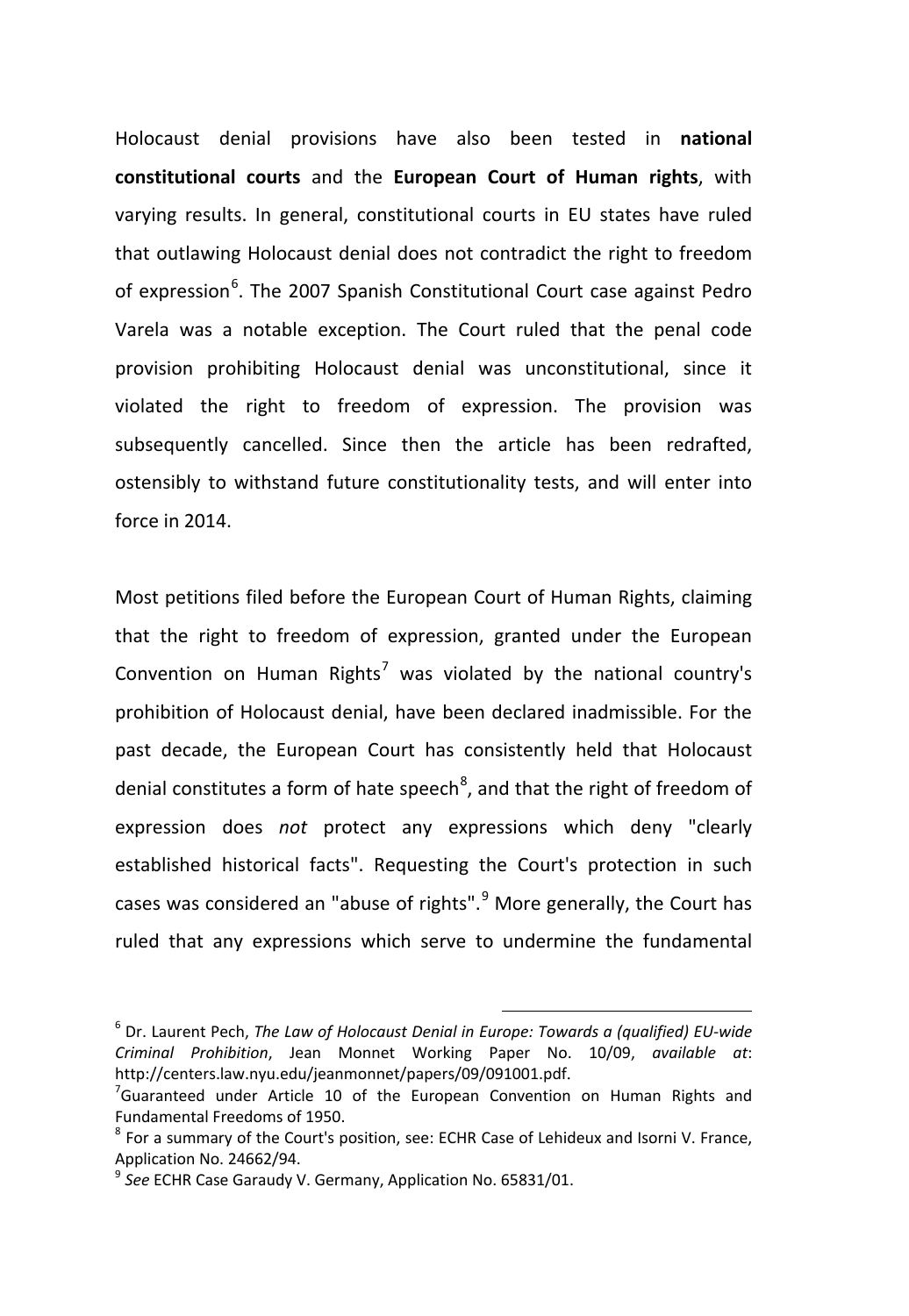Holocaust denial provisions have also been tested in **national constitutional courts** and the **European Court of Human rights**, with varying results. In general, constitutional courts in EU states have ruled that outlawing Holocaust denial does not contradict the right to freedom of expression[6]. The 2007 Spanish Constitutional Court case against Pedro Varela was a notable exception. The Court ruled that the penal code provision prohibiting Holocaust denial was unconstitutional, since it violated the right to freedom of expression. The provision was subsequently cancelled. Since then the article has been redrafted, ostensibly to withstand future constitutionality tests, and will enter into force in 2014.

Most petitions filed before the European Court of Human Rights, claiming that the right to freedom of expression, granted under the European Convention on Human Rights[7] was violated by the national country's prohibition of Holocaust denial, have been declared inadmissible. For the past decade, the European Court has consistently held that Holocaust denial constitutes a form of hate speech[8], and that the right of freedom of expression does *not* protect any expressions which deny "clearly established historical facts". Requesting the Court's protection in such cases was considered an "abuse of rights".[9] More generally, the Court has ruled that any expressions which serve to undermine the fundamental

---

[6] Dr. Laurent Pech, *The Law of Holocaust Denial in Europe: Towards a (qualified) EU-wide Criminal Prohibition*, Jean Monnet Working Paper No. 10/09, *available at*: http://centers.law.nyu.edu/jeanmonnet/papers/09/091001.pdf.

[7] Guaranteed under Article 10 of the European Convention on Human Rights and Fundamental Freedoms of 1950.

[8] For a summary of the Court's position, see: ECHR Case of Lehideux and Isorni V. France, Application No. 24662/94.

[9] *See* ECHR Case Garaudy V. Germany, Application No. 65831/01.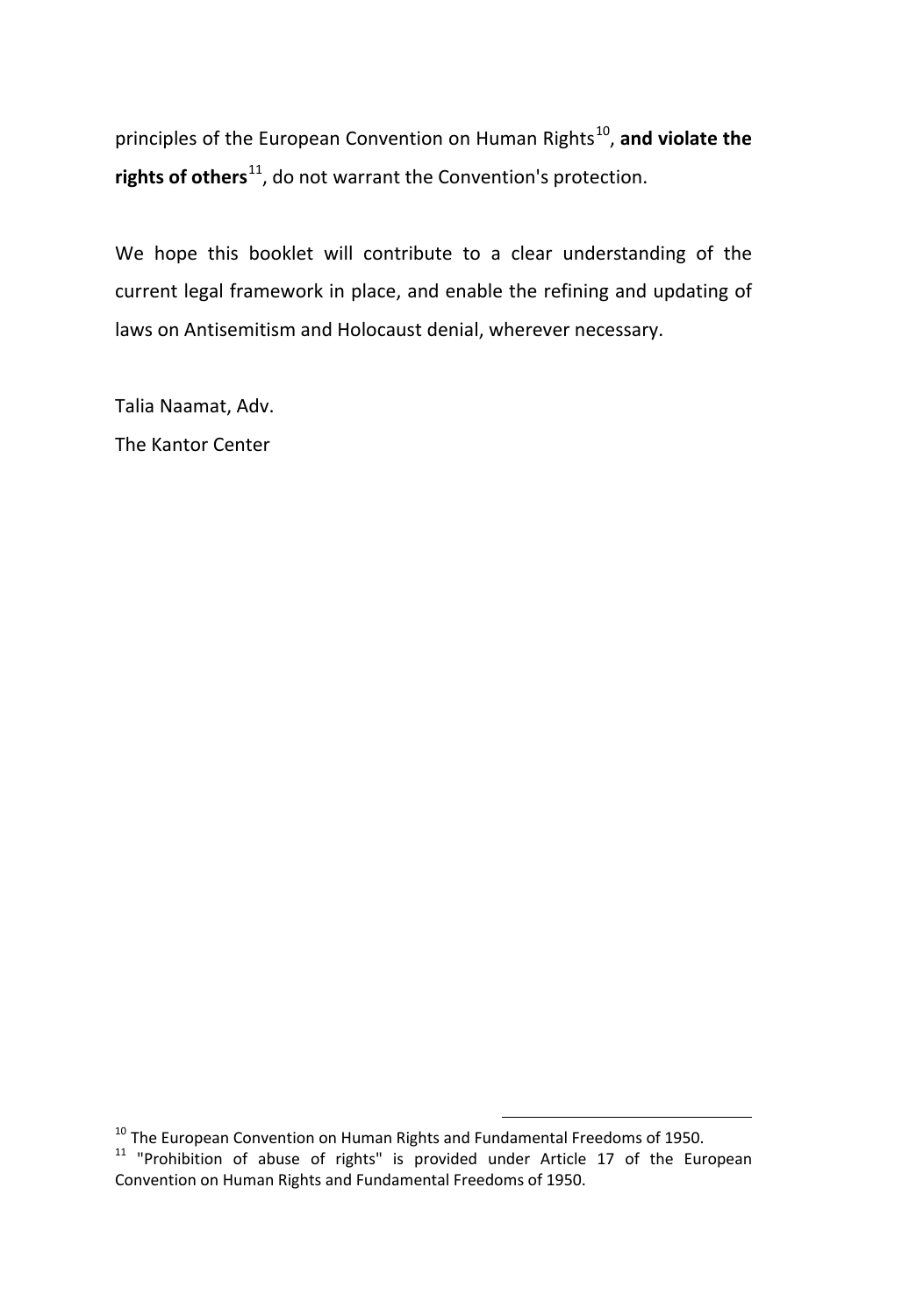principles of the European Convention on Human Rights[10], **and violate the rights of others**[11], do not warrant the Convention's protection.

We hope this booklet will contribute to a clear understanding of the current legal framework in place, and enable the refining and updating of laws on Antisemitism and Holocaust denial, wherever necessary.

Talia Naamat, Adv.
The Kantor Center

---

[10] The European Convention on Human Rights and Fundamental Freedoms of 1950.

[11] "Prohibition of abuse of rights" is provided under Article 17 of the European Convention on Human Rights and Fundamental Freedoms of 1950.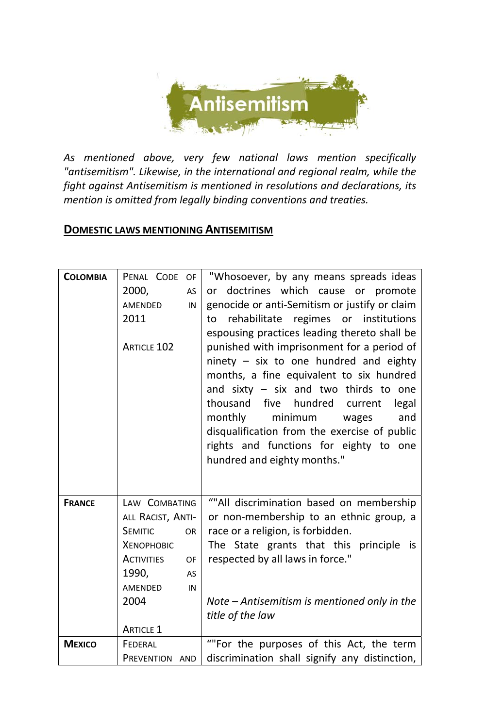# Antisemitism

*As mentioned above, very few national laws mention specifically "antisemitism". Likewise, in the international and regional realm, while the fight against Antisemitism is mentioned in resolutions and declarations, its mention is omitted from legally binding conventions and treaties.*

## DOMESTIC LAWS MENTIONING ANTISEMITISM

| | | |
|---|---|---|
| **COLOMBIA** | PENAL CODE OF 2000, AS AMENDED IN 2011<br><br>ARTICLE 102 | "Whosoever, by any means spreads ideas or doctrines which cause or promote genocide or anti-Semitism or justify or claim to rehabilitate regimes or institutions espousing practices leading thereto shall be punished with imprisonment for a period of ninety – six to one hundred and eighty months, a fine equivalent to six hundred and sixty – six and two thirds to one thousand five hundred current legal monthly minimum wages and disqualification from the exercise of public rights and functions for eighty to one hundred and eighty months." |
| **FRANCE** | LAW COMBATING ALL RACIST, ANTI-SEMITIC OR XENOPHOBIC ACTIVITIES OF 1990, AS AMENDED IN 2004<br><br>ARTICLE 1 | ""All discrimination based on membership or non-membership to an ethnic group, a race or a religion, is forbidden.<br>The State grants that this principle is respected by all laws in force."<br><br>*Note – Antisemitism is mentioned only in the title of the law* |
| **MEXICO** | FEDERAL PREVENTION AND | ""For the purposes of this Act, the term discrimination shall signify any distinction, |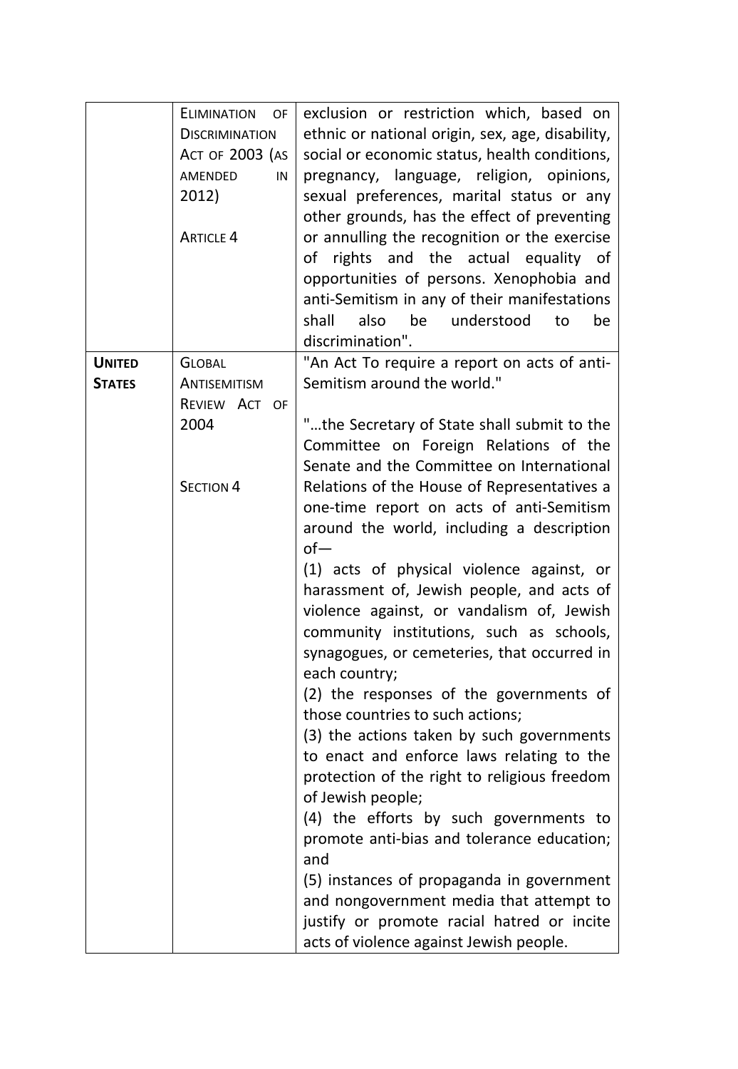| | | |
|---|---|---|
| | ELIMINATION OF DISCRIMINATION ACT OF 2003 (AS AMENDED IN 2012)<br><br>ARTICLE 4 | exclusion or restriction which, based on ethnic or national origin, sex, age, disability, social or economic status, health conditions, pregnancy, language, religion, opinions, sexual preferences, marital status or any other grounds, has the effect of preventing or annulling the recognition or the exercise of rights and the actual equality of opportunities of persons. Xenophobia and anti-Semitism in any of their manifestations shall also be understood to be discrimination". |
| **UNITED STATES** | GLOBAL ANTISEMITISM REVIEW ACT OF 2004<br><br>SECTION 4 | "An Act To require a report on acts of anti-Semitism around the world."<br><br>"…the Secretary of State shall submit to the Committee on Foreign Relations of the Senate and the Committee on International Relations of the House of Representatives a one-time report on acts of anti-Semitism around the world, including a description of—<br>(1) acts of physical violence against, or harassment of, Jewish people, and acts of violence against, or vandalism of, Jewish community institutions, such as schools, synagogues, or cemeteries, that occurred in each country;<br>(2) the responses of the governments of those countries to such actions;<br>(3) the actions taken by such governments to enact and enforce laws relating to the protection of the right to religious freedom of Jewish people;<br>(4) the efforts by such governments to promote anti-bias and tolerance education; and<br>(5) instances of propaganda in government and nongovernment media that attempt to justify or promote racial hatred or incite acts of violence against Jewish people. |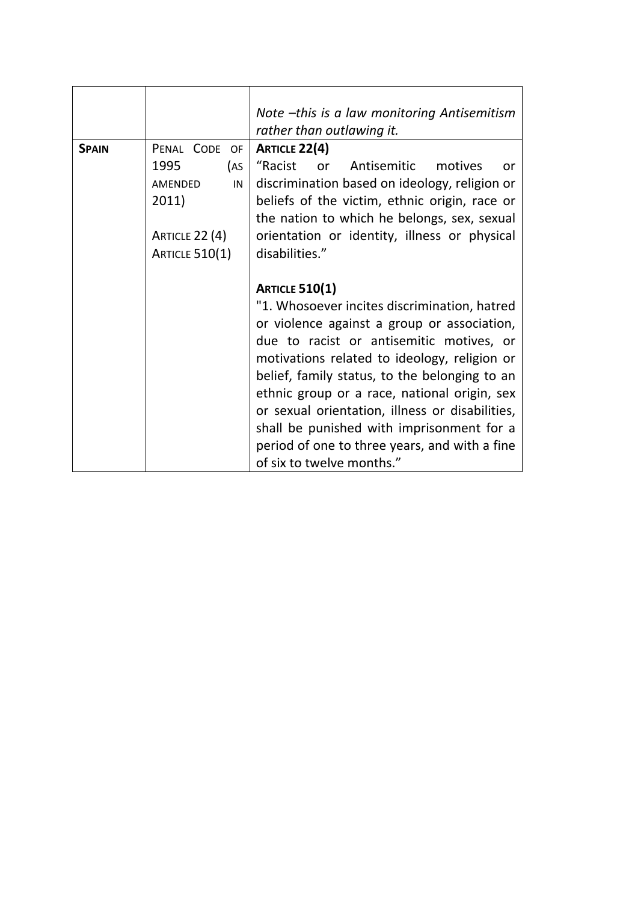| | | |
|---|---|---|
| | | *Note –this is a law monitoring Antisemitism rather than outlawing it.* |
| **SPAIN** | PENAL CODE OF 1995 (AS AMENDED IN 2011)<br><br>ARTICLE 22 (4)<br>ARTICLE 510(1) | **ARTICLE 22(4)**<br>“Racist or Antisemitic motives or discrimination based on ideology, religion or beliefs of the victim, ethnic origin, race or the nation to which he belongs, sex, sexual orientation or identity, illness or physical disabilities.”<br><br>**ARTICLE 510(1)**<br>"1. Whosoever incites discrimination, hatred or violence against a group or association, due to racist or antisemitic motives, or motivations related to ideology, religion or belief, family status, to the belonging to an ethnic group or a race, national origin, sex or sexual orientation, illness or disabilities, shall be punished with imprisonment for a period of one to three years, and with a fine of six to twelve months.” |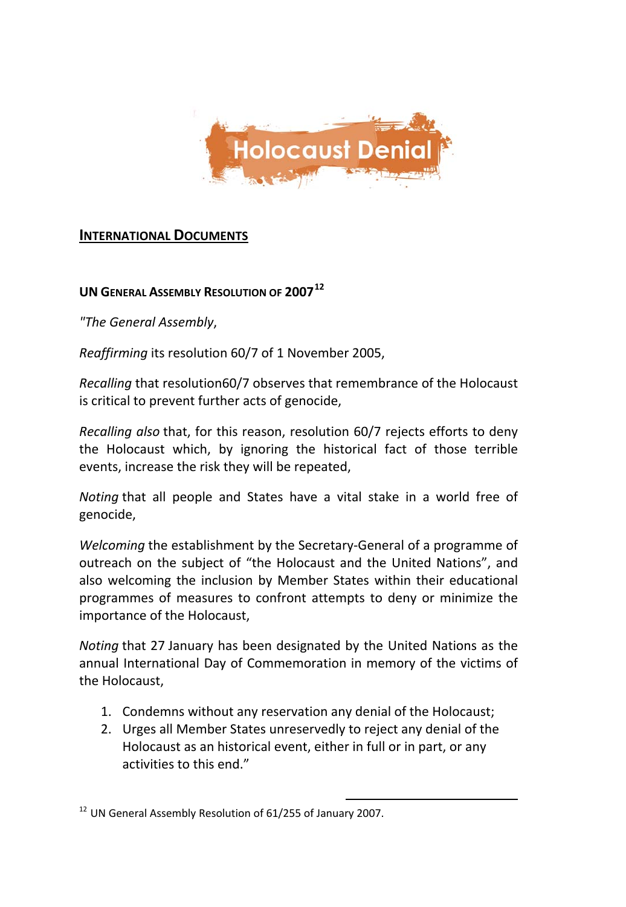# Holocaust Denial

## INTERNATIONAL DOCUMENTS

### UN GENERAL ASSEMBLY RESOLUTION OF 2007[12]

"*The General Assembly*,

*Reaffirming* its resolution 60/7 of 1 November 2005,

*Recalling* that resolution60/7 observes that remembrance of the Holocaust is critical to prevent further acts of genocide,

*Recalling also* that, for this reason, resolution 60/7 rejects efforts to deny the Holocaust which, by ignoring the historical fact of those terrible events, increase the risk they will be repeated,

*Noting* that all people and States have a vital stake in a world free of genocide,

*Welcoming* the establishment by the Secretary-General of a programme of outreach on the subject of "the Holocaust and the United Nations", and also welcoming the inclusion by Member States within their educational programmes of measures to confront attempts to deny or minimize the importance of the Holocaust,

*Noting* that 27 January has been designated by the United Nations as the annual International Day of Commemoration in memory of the victims of the Holocaust,

1. Condemns without any reservation any denial of the Holocaust;
2. Urges all Member States unreservedly to reject any denial of the Holocaust as an historical event, either in full or in part, or any activities to this end."

---

[12] UN General Assembly Resolution of 61/255 of January 2007.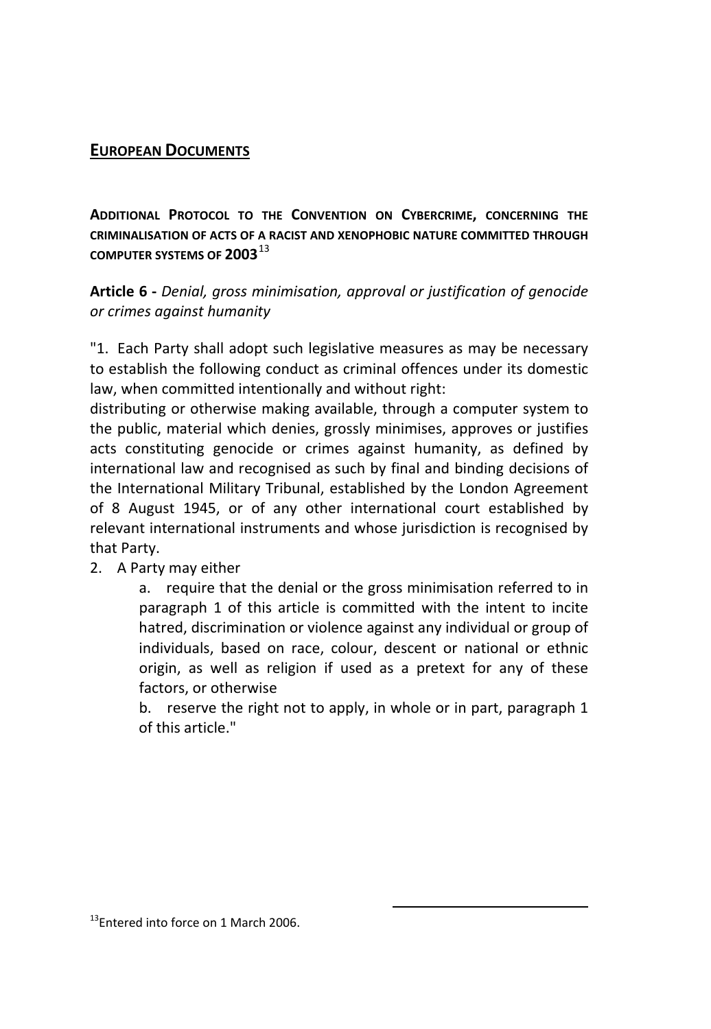## European Documents

### Additional Protocol to the Convention on Cybercrime, concerning the criminalisation of acts of a racist and xenophobic nature committed through computer systems of 2003[13]

**Article 6 -** *Denial, gross minimisation, approval or justification of genocide or crimes against humanity*

"1. Each Party shall adopt such legislative measures as may be necessary to establish the following conduct as criminal offences under its domestic law, when committed intentionally and without right:
distributing or otherwise making available, through a computer system to the public, material which denies, grossly minimises, approves or justifies acts constituting genocide or crimes against humanity, as defined by international law and recognised as such by final and binding decisions of the International Military Tribunal, established by the London Agreement of 8 August 1945, or of any other international court established by relevant international instruments and whose jurisdiction is recognised by that Party.

2. A Party may either

   a. require that the denial or the gross minimisation referred to in paragraph 1 of this article is committed with the intent to incite hatred, discrimination or violence against any individual or group of individuals, based on race, colour, descent or national or ethnic origin, as well as religion if used as a pretext for any of these factors, or otherwise

   b. reserve the right not to apply, in whole or in part, paragraph 1 of this article."

[13] Entered into force on 1 March 2006.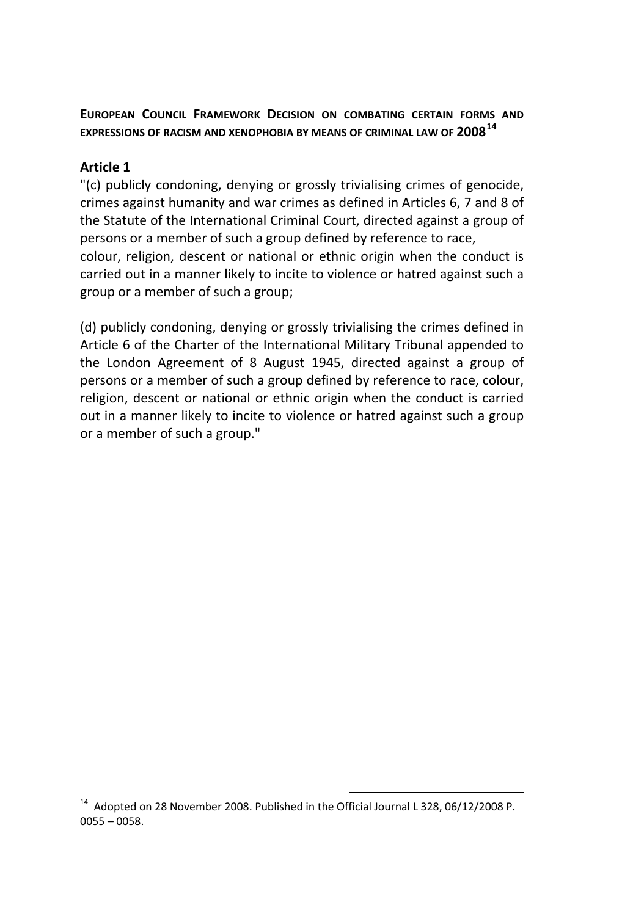**European Council Framework Decision on combating certain forms and expressions of racism and xenophobia by means of criminal law of 2008**[14]

**Article 1**

"(c) publicly condoning, denying or grossly trivialising crimes of genocide, crimes against humanity and war crimes as defined in Articles 6, 7 and 8 of the Statute of the International Criminal Court, directed against a group of persons or a member of such a group defined by reference to race, colour, religion, descent or national or ethnic origin when the conduct is carried out in a manner likely to incite to violence or hatred against such a group or a member of such a group;

(d) publicly condoning, denying or grossly trivialising the crimes defined in Article 6 of the Charter of the International Military Tribunal appended to the London Agreement of 8 August 1945, directed against a group of persons or a member of such a group defined by reference to race, colour, religion, descent or national or ethnic origin when the conduct is carried out in a manner likely to incite to violence or hatred against such a group or a member of such a group."

[14] Adopted on 28 November 2008. Published in the Official Journal L 328, 06/12/2008 P. 0055 – 0058.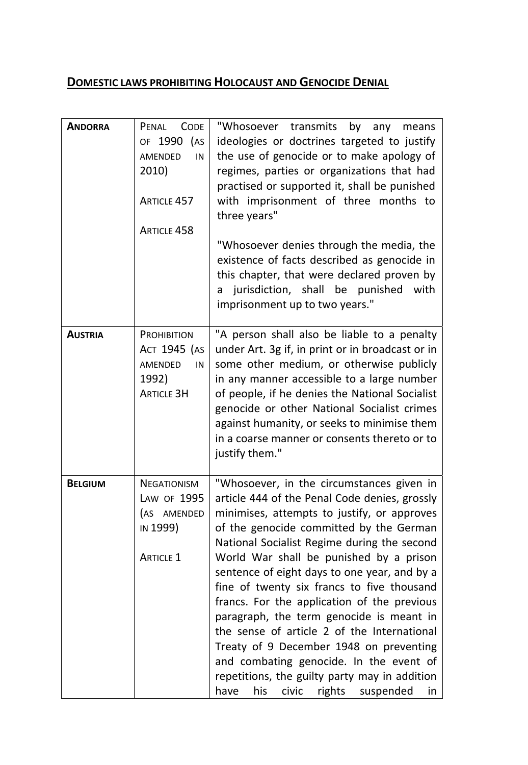## Domestic laws prohibiting Holocaust and Genocide Denial

| | | |
|---|---|---|
| **Andorra** | Penal Code of 1990 (as amended in 2010)<br><br>Article 457<br><br>Article 458 | "Whosoever transmits by any means ideologies or doctrines targeted to justify the use of genocide or to make apology of regimes, parties or organizations that had practised or supported it, shall be punished with imprisonment of three months to three years"<br><br>"Whosoever denies through the media, the existence of facts described as genocide in this chapter, that were declared proven by a jurisdiction, shall be punished with imprisonment up to two years." |
| **Austria** | Prohibition Act 1945 (as amended in 1992)<br>Article 3H | "A person shall also be liable to a penalty under Art. 3g if, in print or in broadcast or in some other medium, or otherwise publicly in any manner accessible to a large number of people, if he denies the National Socialist genocide or other National Socialist crimes against humanity, or seeks to minimise them in a coarse manner or consents thereto or to justify them." |
| **Belgium** | Negationism Law of 1995 (as amended in 1999)<br><br>Article 1 | "Whosoever, in the circumstances given in article 444 of the Penal Code denies, grossly minimises, attempts to justify, or approves of the genocide committed by the German National Socialist Regime during the second World War shall be punished by a prison sentence of eight days to one year, and by a fine of twenty six francs to five thousand francs. For the application of the previous paragraph, the term genocide is meant in the sense of article 2 of the International Treaty of 9 December 1948 on preventing and combating genocide. In the event of repetitions, the guilty party may in addition have his civic rights suspended in |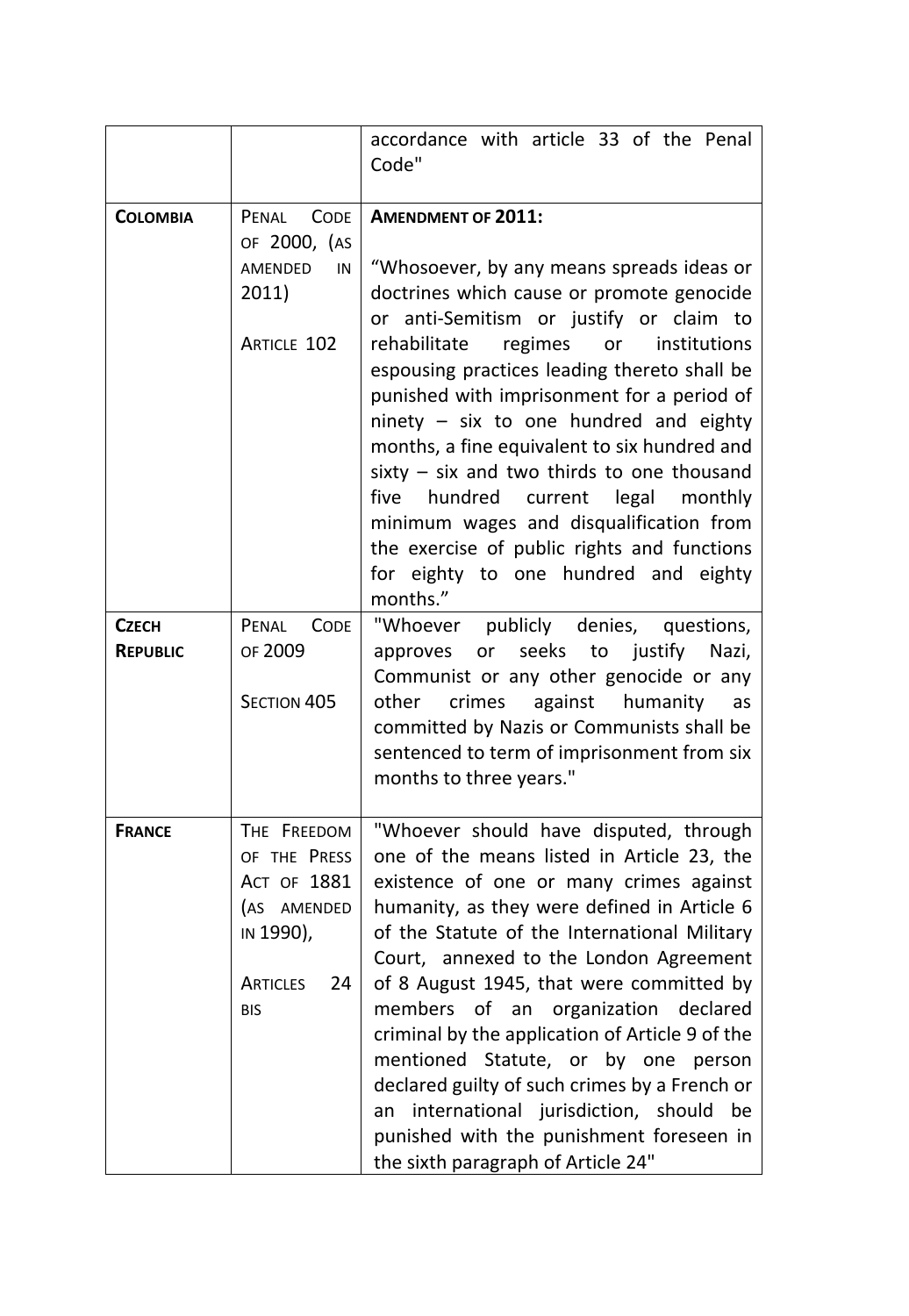| | | |
|---|---|---|
| | | accordance with article 33 of the Penal Code" |
| **Colombia** | Penal Code of 2000, (as amended in 2011)<br><br>Article 102 | **Amendment of 2011:**<br><br>"Whosoever, by any means spreads ideas or doctrines which cause or promote genocide or anti-Semitism or justify or claim to rehabilitate regimes or institutions espousing practices leading thereto shall be punished with imprisonment for a period of ninety – six to one hundred and eighty months, a fine equivalent to six hundred and sixty – six and two thirds to one thousand five hundred current legal monthly minimum wages and disqualification from the exercise of public rights and functions for eighty to one hundred and eighty months." |
| **Czech Republic** | Penal Code of 2009<br><br>Section 405 | "Whoever publicly denies, questions, approves or seeks to justify Nazi, Communist or any other genocide or any other crimes against humanity as committed by Nazis or Communists shall be sentenced to term of imprisonment from six months to three years." |
| **France** | The Freedom of the Press Act of 1881 (as amended in 1990),<br><br>Articles 24 bis | "Whoever should have disputed, through one of the means listed in Article 23, the existence of one or many crimes against humanity, as they were defined in Article 6 of the Statute of the International Military Court, annexed to the London Agreement of 8 August 1945, that were committed by members of an organization declared criminal by the application of Article 9 of the mentioned Statute, or by one person declared guilty of such crimes by a French or an international jurisdiction, should be punished with the punishment foreseen in the sixth paragraph of Article 24" |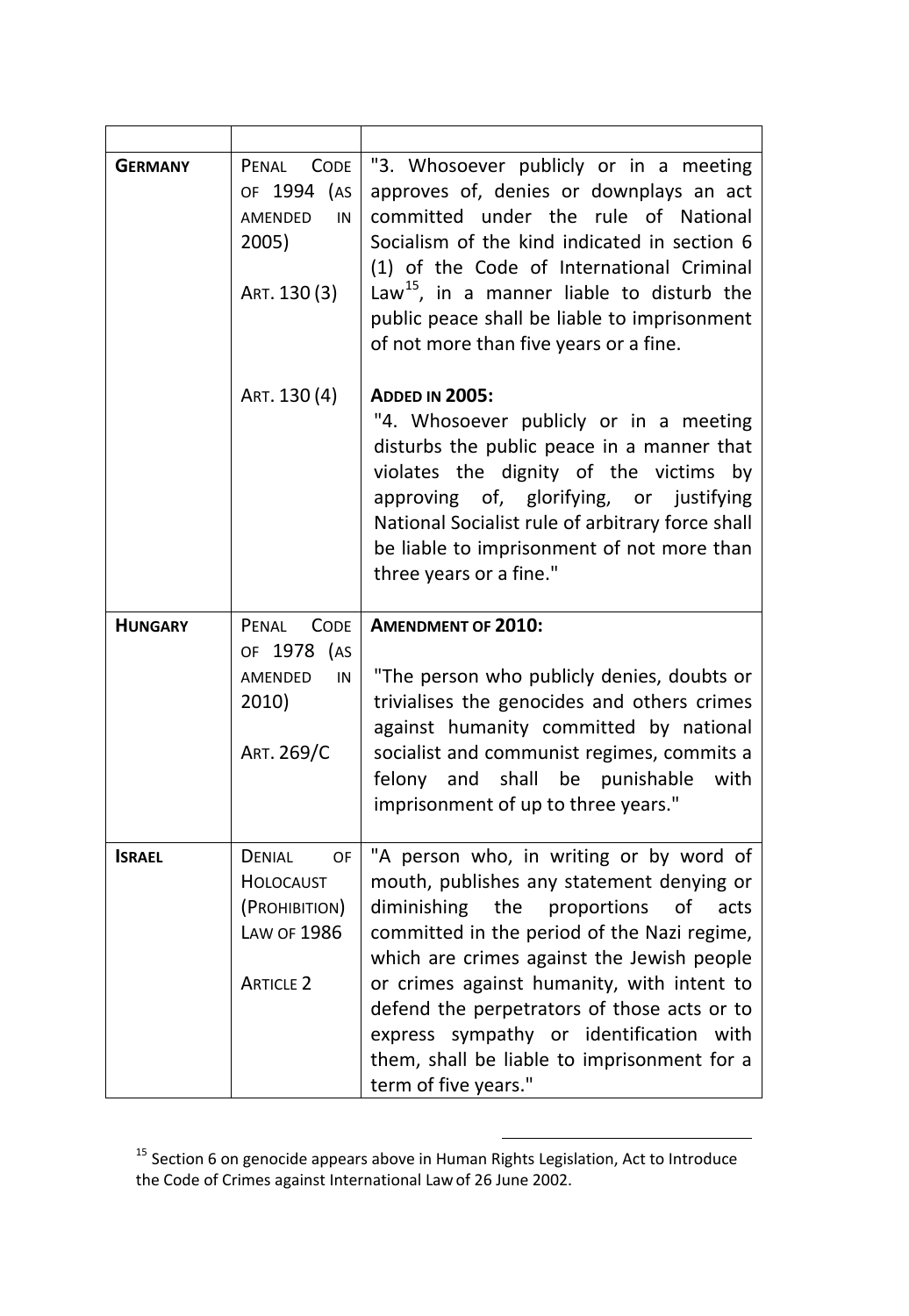| | | |
|---|---|---|
| **GERMANY** | PENAL CODE OF 1994 (AS AMENDED IN 2005)<br><br>ART. 130 (3)<br><br><br><br><br>ART. 130 (4) | "3. Whosoever publicly or in a meeting approves of, denies or downplays an act committed under the rule of National Socialism of the kind indicated in section 6 (1) of the Code of International Criminal Law[15], in a manner liable to disturb the public peace shall be liable to imprisonment of not more than five years or a fine.<br><br>**ADDED IN 2005:**<br>"4. Whosoever publicly or in a meeting disturbs the public peace in a manner that violates the dignity of the victims by approving of, glorifying, or justifying National Socialist rule of arbitrary force shall be liable to imprisonment of not more than three years or a fine." |
| **HUNGARY** | PENAL CODE OF 1978 (AS AMENDED IN 2010)<br><br>ART. 269/C | **AMENDMENT OF 2010:**<br><br>"The person who publicly denies, doubts or trivialises the genocides and others crimes against humanity committed by national socialist and communist regimes, commits a felony and shall be punishable with imprisonment of up to three years." |
| **ISRAEL** | DENIAL OF HOLOCAUST (PROHIBITION) LAW OF 1986<br><br>ARTICLE 2 | "A person who, in writing or by word of mouth, publishes any statement denying or diminishing the proportions of acts committed in the period of the Nazi regime, which are crimes against the Jewish people or crimes against humanity, with intent to defend the perpetrators of those acts or to express sympathy or identification with them, shall be liable to imprisonment for a term of five years." |

[15] Section 6 on genocide appears above in Human Rights Legislation, Act to Introduce the Code of Crimes against International Law of 26 June 2002.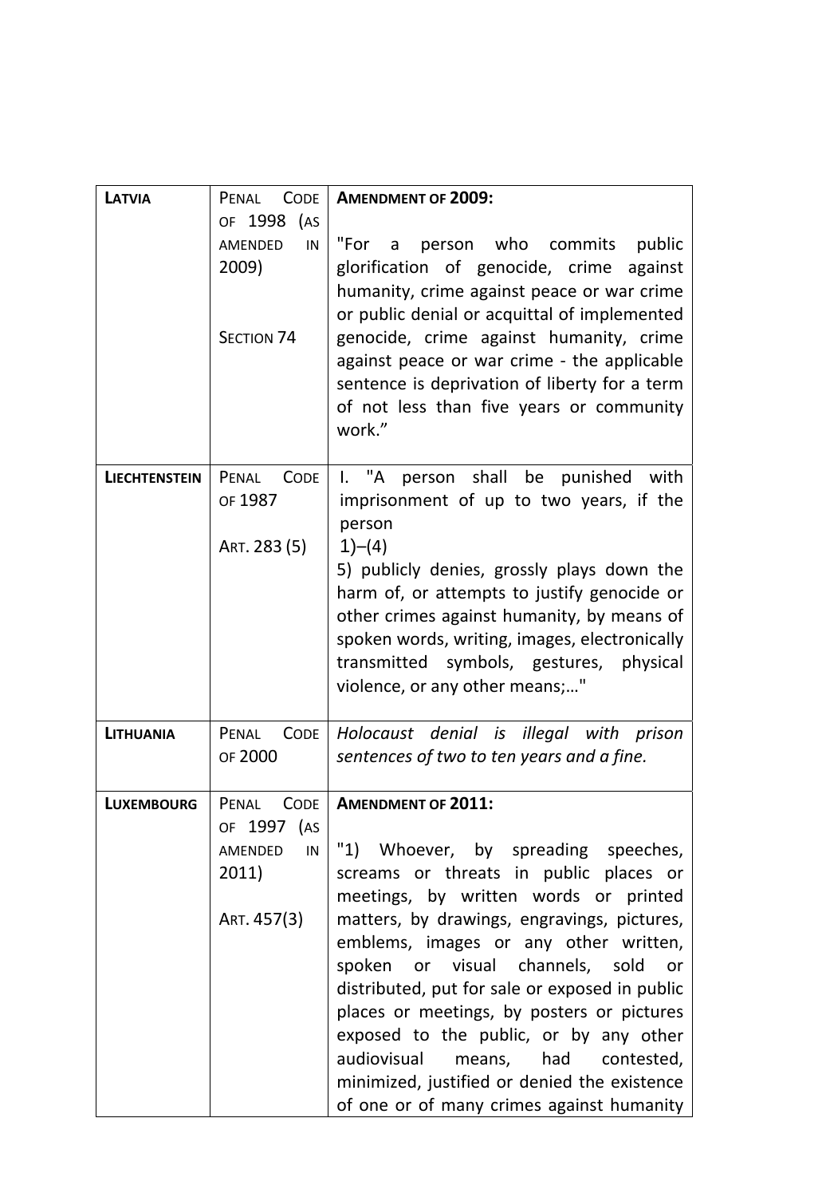| | | |
|---|---|---|
| **LATVIA** | PENAL CODE OF 1998 (AS AMENDED IN 2009)<br><br>SECTION 74 | **AMENDMENT OF 2009:**<br><br>"For a person who commits public glorification of genocide, crime against humanity, crime against peace or war crime or public denial or acquittal of implemented genocide, crime against humanity, crime against peace or war crime - the applicable sentence is deprivation of liberty for a term of not less than five years or community work." |
| **LIECHTENSTEIN** | PENAL CODE OF 1987<br><br>ART. 283 (5) | I. "A person shall be punished with imprisonment of up to two years, if the person<br>1)–(4)<br>5) publicly denies, grossly plays down the harm of, or attempts to justify genocide or other crimes against humanity, by means of spoken words, writing, images, electronically transmitted symbols, gestures, physical violence, or any other means;…" |
| **LITHUANIA** | PENAL CODE OF 2000 | *Holocaust denial is illegal with prison sentences of two to ten years and a fine.* |
| **LUXEMBOURG** | PENAL CODE OF 1997 (AS AMENDED IN 2011)<br><br>ART. 457(3) | **AMENDMENT OF 2011:**<br><br>"1) Whoever, by spreading speeches, screams or threats in public places or meetings, by written words or printed matters, by drawings, engravings, pictures, emblems, images or any other written, spoken or visual channels, sold or distributed, put for sale or exposed in public places or meetings, by posters or pictures exposed to the public, or by any other audiovisual means, had contested, minimized, justified or denied the existence of one or of many crimes against humanity |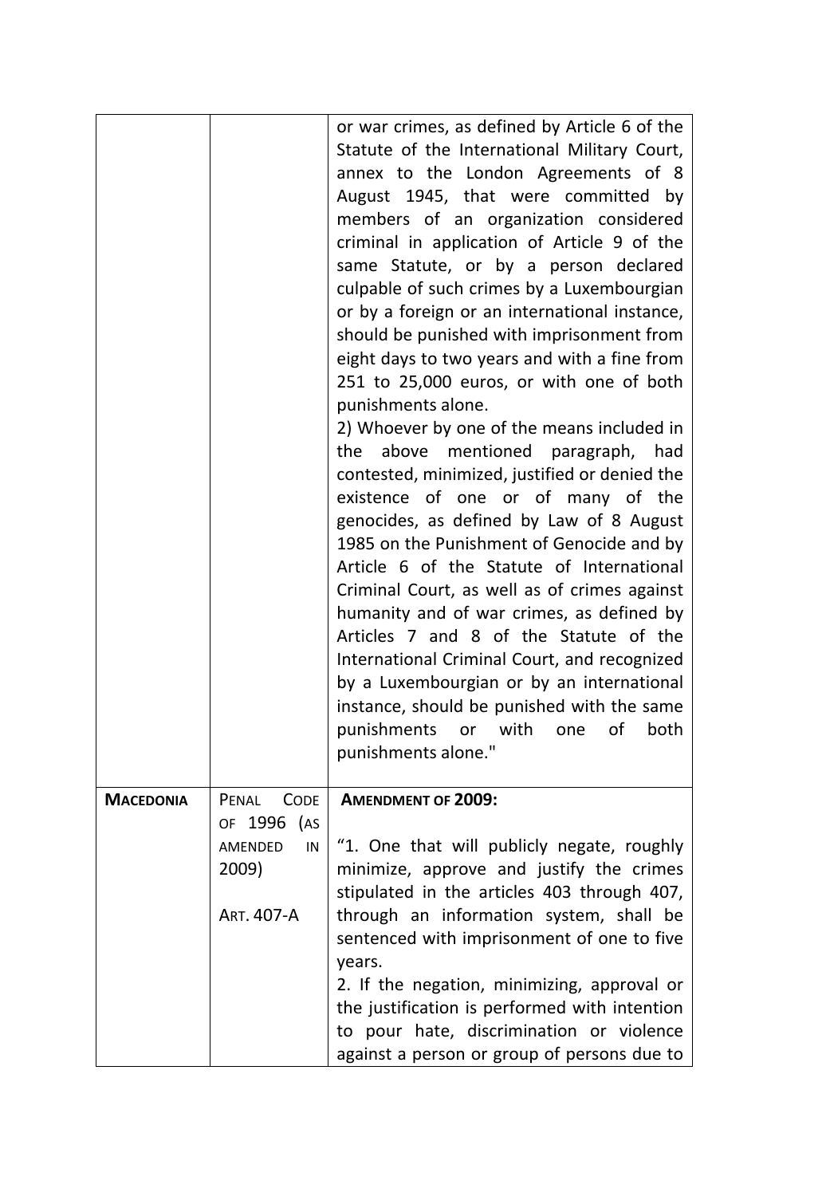| | | |
|---|---|---|
| | | or war crimes, as defined by Article 6 of the Statute of the International Military Court, annex to the London Agreements of 8 August 1945, that were committed by members of an organization considered criminal in application of Article 9 of the same Statute, or by a person declared culpable of such crimes by a Luxembourgian or by a foreign or an international instance, should be punished with imprisonment from eight days to two years and with a fine from 251 to 25,000 euros, or with one of both punishments alone.<br>2) Whoever by one of the means included in the above mentioned paragraph, had contested, minimized, justified or denied the existence of one or of many of the genocides, as defined by Law of 8 August 1985 on the Punishment of Genocide and by Article 6 of the Statute of International Criminal Court, as well as of crimes against humanity and of war crimes, as defined by Articles 7 and 8 of the Statute of the International Criminal Court, and recognized by a Luxembourgian or by an international instance, should be punished with the same punishments or with one of both punishments alone." |
| **MACEDONIA** | PENAL CODE OF 1996 (AS AMENDED IN 2009)<br><br>ART. 407-A | **AMENDMENT OF 2009:**<br><br>"1. One that will publicly negate, roughly minimize, approve and justify the crimes stipulated in the articles 403 through 407, through an information system, shall be sentenced with imprisonment of one to five years.<br>2. If the negation, minimizing, approval or the justification is performed with intention to pour hate, discrimination or violence against a person or group of persons due to |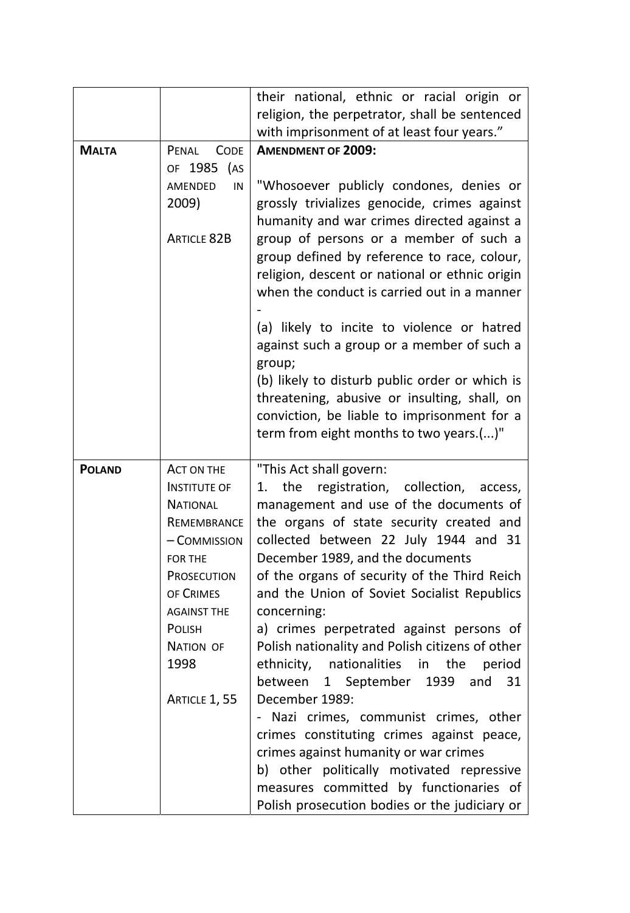| | | |
|---|---|---|
| | | their national, ethnic or racial origin or religion, the perpetrator, shall be sentenced with imprisonment of at least four years.” |
| **MALTA** | PENAL CODE OF 1985 (AS AMENDED IN 2009)<br><br>ARTICLE 82B | **AMENDMENT OF 2009:**<br><br>"Whosoever publicly condones, denies or grossly trivializes genocide, crimes against humanity and war crimes directed against a group of persons or a member of such a group defined by reference to race, colour, religion, descent or national or ethnic origin when the conduct is carried out in a manner -<br>(a) likely to incite to violence or hatred against such a group or a member of such a group;<br>(b) likely to disturb public order or which is threatening, abusive or insulting, shall, on conviction, be liable to imprisonment for a term from eight months to two years.(...)" |
| **POLAND** | ACT ON THE INSTITUTE OF NATIONAL REMEMBRANCE – COMMISSION FOR THE PROSECUTION OF CRIMES AGAINST THE POLISH NATION OF 1998<br><br>ARTICLE 1, 55 | "This Act shall govern:<br>1. the registration, collection, access, management and use of the documents of the organs of state security created and collected between 22 July 1944 and 31 December 1989, and the documents of the organs of security of the Third Reich and the Union of Soviet Socialist Republics concerning:<br>a) crimes perpetrated against persons of Polish nationality and Polish citizens of other ethnicity, nationalities in the period between 1 September 1939 and 31 December 1989:<br>- Nazi crimes, communist crimes, other crimes constituting crimes against peace, crimes against humanity or war crimes<br>b) other politically motivated repressive measures committed by functionaries of Polish prosecution bodies or the judiciary or |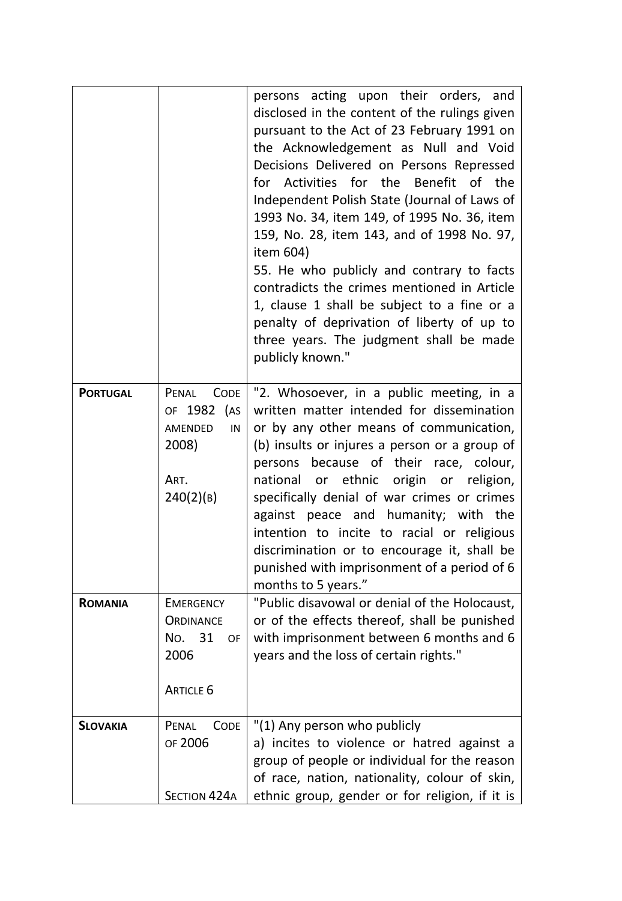| | | |
|---|---|---|
| | | persons acting upon their orders, and disclosed in the content of the rulings given pursuant to the Act of 23 February 1991 on the Acknowledgement as Null and Void Decisions Delivered on Persons Repressed for Activities for the Benefit of the Independent Polish State (Journal of Laws of 1993 No. 34, item 149, of 1995 No. 36, item 159, No. 28, item 143, and of 1998 No. 97, item 604)<br>55. He who publicly and contrary to facts contradicts the crimes mentioned in Article 1, clause 1 shall be subject to a fine or a penalty of deprivation of liberty of up to three years. The judgment shall be made publicly known." |
| **PORTUGAL** | PENAL CODE OF 1982 (AS AMENDED IN 2008)<br><br>ART. 240(2)(B) | "2. Whosoever, in a public meeting, in a written matter intended for dissemination or by any other means of communication, (b) insults or injures a person or a group of persons because of their race, colour, national or ethnic origin or religion, specifically denial of war crimes or crimes against peace and humanity; with the intention to incite to racial or religious discrimination or to encourage it, shall be punished with imprisonment of a period of 6 months to 5 years." |
| **ROMANIA** | EMERGENCY ORDINANCE NO. 31 OF 2006<br><br>ARTICLE 6 | "Public disavowal or denial of the Holocaust, or of the effects thereof, shall be punished with imprisonment between 6 months and 6 years and the loss of certain rights." |
| **SLOVAKIA** | PENAL CODE OF 2006<br><br>SECTION 424A | "(1) Any person who publicly<br>a) incites to violence or hatred against a group of people or individual for the reason of race, nation, nationality, colour of skin, ethnic group, gender or for religion, if it is |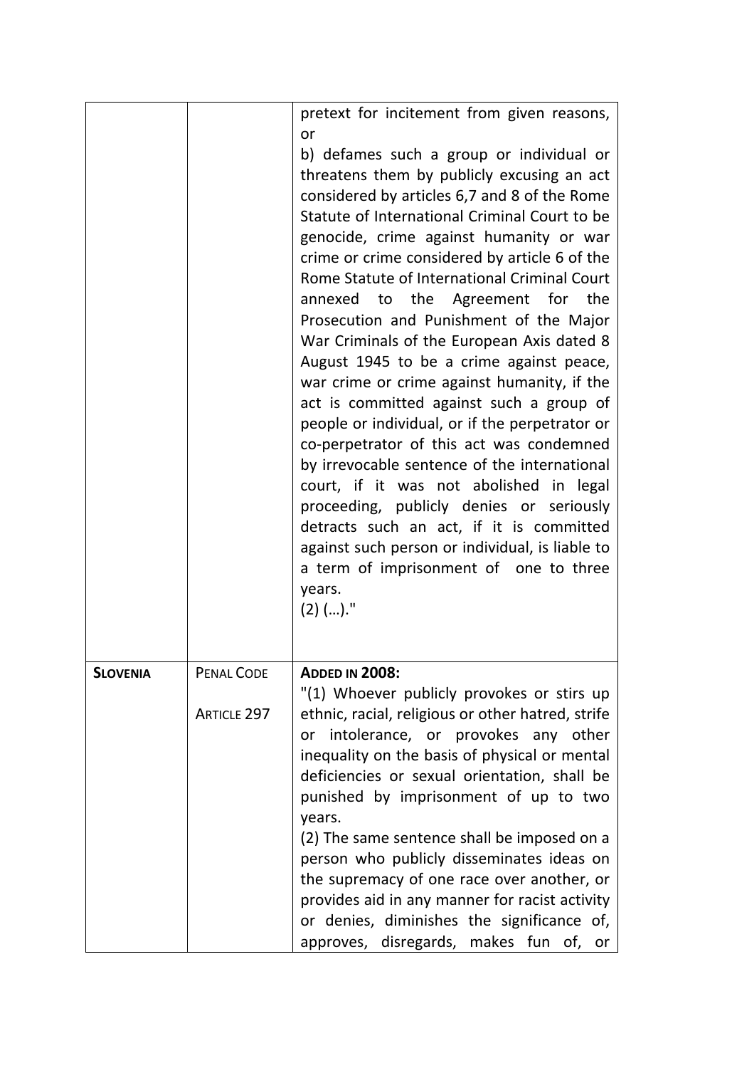| | | |
|---|---|---|
| | | pretext for incitement from given reasons, or<br>b) defames such a group or individual or threatens them by publicly excusing an act considered by articles 6,7 and 8 of the Rome Statute of International Criminal Court to be genocide, crime against humanity or war crime or crime considered by article 6 of the Rome Statute of International Criminal Court annexed to the Agreement for the Prosecution and Punishment of the Major War Criminals of the European Axis dated 8 August 1945 to be a crime against peace, war crime or crime against humanity, if the act is committed against such a group of people or individual, or if the perpetrator or co-perpetrator of this act was condemned by irrevocable sentence of the international court, if it was not abolished in legal proceeding, publicly denies or seriously detracts such an act, if it is committed against such person or individual, is liable to a term of imprisonment of one to three years.<br>(2) (…)." |
| **SLOVENIA** | PENAL CODE<br><br>ARTICLE 297 | **ADDED IN 2008:**<br>"(1) Whoever publicly provokes or stirs up ethnic, racial, religious or other hatred, strife or intolerance, or provokes any other inequality on the basis of physical or mental deficiencies or sexual orientation, shall be punished by imprisonment of up to two years.<br>(2) The same sentence shall be imposed on a person who publicly disseminates ideas on the supremacy of one race over another, or provides aid in any manner for racist activity or denies, diminishes the significance of, approves, disregards, makes fun of, or |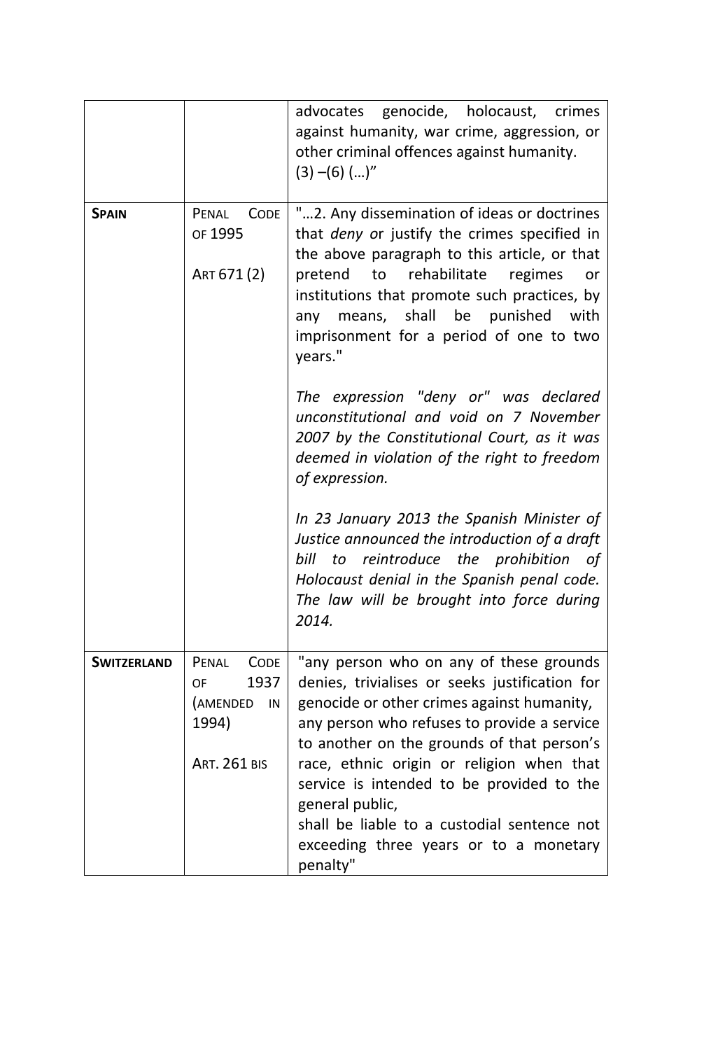| | | |
|---|---|---|
| | | advocates genocide, holocaust, crimes against humanity, war crime, aggression, or other criminal offences against humanity.<br>(3) –(6) (…)” |
| **Spain** | Penal Code of 1995<br><br>Art 671 (2) | "…2. Any dissemination of ideas or doctrines that *deny* or justify the crimes specified in the above paragraph to this article, or that pretend to rehabilitate regimes or institutions that promote such practices, by any means, shall be punished with imprisonment for a period of one to two years."<br><br>*The expression "deny or" was declared unconstitutional and void on 7 November 2007 by the Constitutional Court, as it was deemed in violation of the right to freedom of expression.*<br><br>*In 23 January 2013 the Spanish Minister of Justice announced the introduction of a draft bill to reintroduce the prohibition of Holocaust denial in the Spanish penal code. The law will be brought into force during 2014.* |
| **Switzerland** | Penal Code of 1937 (amended in 1994)<br><br>Art. 261 bis | "any person who on any of these grounds denies, trivialises or seeks justification for genocide or other crimes against humanity,<br>any person who refuses to provide a service to another on the grounds of that person’s race, ethnic origin or religion when that service is intended to be provided to the general public,<br>shall be liable to a custodial sentence not exceeding three years or to a monetary penalty" |